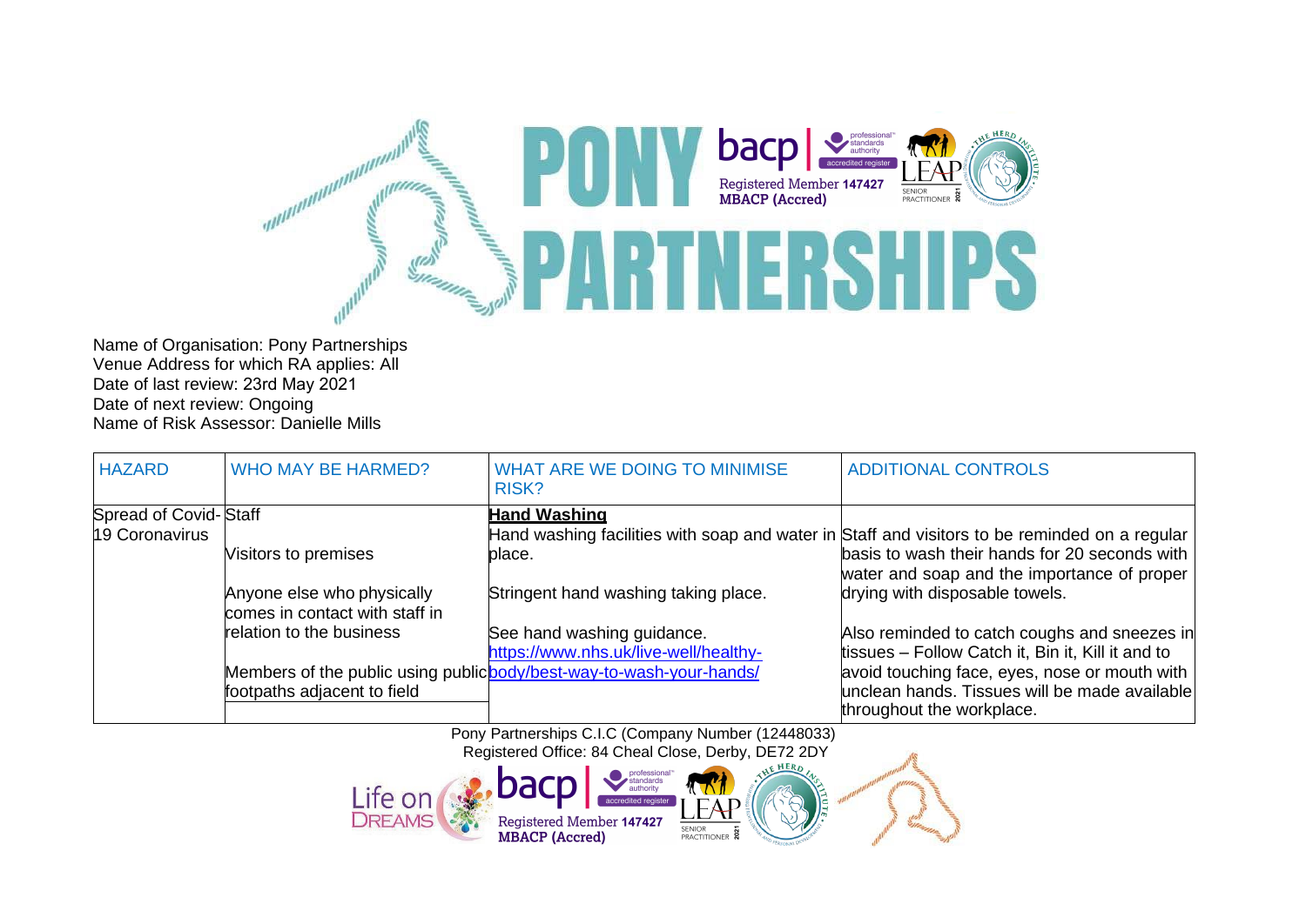# PONY PARTNERSHIPS

Name of Organisation: Pony Partnerships
Venue Address for which RA applies: All
Date of last review: 23rd May 2021
Date of next review: Ongoing
Name of Risk Assessor: Danielle Mills

| HAZARD | WHO MAY BE HARMED? | WHAT ARE WE DOING TO MINIMISE RISK? | ADDITIONAL CONTROLS |
|---|---|---|---|
| Spread of Covid-19 Coronavirus | Staff<br><br>Visitors to premises<br><br>Anyone else who physically comes in contact with staff in relation to the business<br><br>Members of the public using public footpaths adjacent to field | **Hand Washing**<br>Hand washing facilities with soap and water in place.<br><br>Stringent hand washing taking place.<br><br>See hand washing guidance.<br>[https://www.nhs.uk/live-well/healthy-body/best-way-to-wash-your-hands/](https://www.nhs.uk/live-well/healthy-body/best-way-to-wash-your-hands/) | Staff and visitors to be reminded on a regular basis to wash their hands for 20 seconds with water and soap and the importance of proper drying with disposable towels.<br><br>Also reminded to catch coughs and sneezes in tissues – Follow Catch it, Bin it, Kill it and to avoid touching face, eyes, nose or mouth with unclean hands. Tissues will be made available throughout the workplace. |

Pony Partnerships C.I.C (Company Number (12448033)
Registered Office: 84 Cheal Close, Derby, DE72 2DY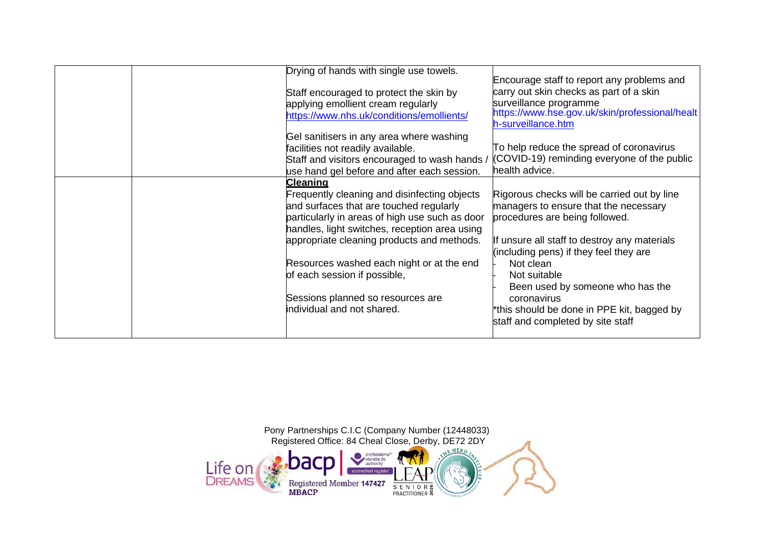| | | | |
|---|---|---|---|
| | | Drying of hands with single use towels.<br><br>Staff encouraged to protect the skin by applying emollient cream regularly https://www.nhs.uk/conditions/emollients/<br><br>Gel sanitisers in any area where washing facilities not readily available.<br>Staff and visitors encouraged to wash hands / use hand gel before and after each session. | Encourage staff to report any problems and carry out skin checks as part of a skin surveillance programme https://www.hse.gov.uk/skin/professional/health-surveillance.htm<br><br>To help reduce the spread of coronavirus (COVID-19) reminding everyone of the public health advice. |
| | | **Cleaning**<br>Frequently cleaning and disinfecting objects and surfaces that are touched regularly particularly in areas of high use such as door handles, light switches, reception area using appropriate cleaning products and methods.<br><br>Resources washed each night or at the end of each session if possible,<br><br>Sessions planned so resources are individual and not shared. | Rigorous checks will be carried out by line managers to ensure that the necessary procedures are being followed.<br><br>If unsure all staff to destroy any materials (including pens) if they feel they are<br>- Not clean<br>- Not suitable<br>- Been used by someone who has the coronavirus<br>*this should be done in PPE kit, bagged by staff and completed by site staff |

Pony Partnerships C.I.C (Company Number (12448033)
Registered Office: 84 Cheal Close, Derby, DE72 2DY

Registered Member 147427 MBACP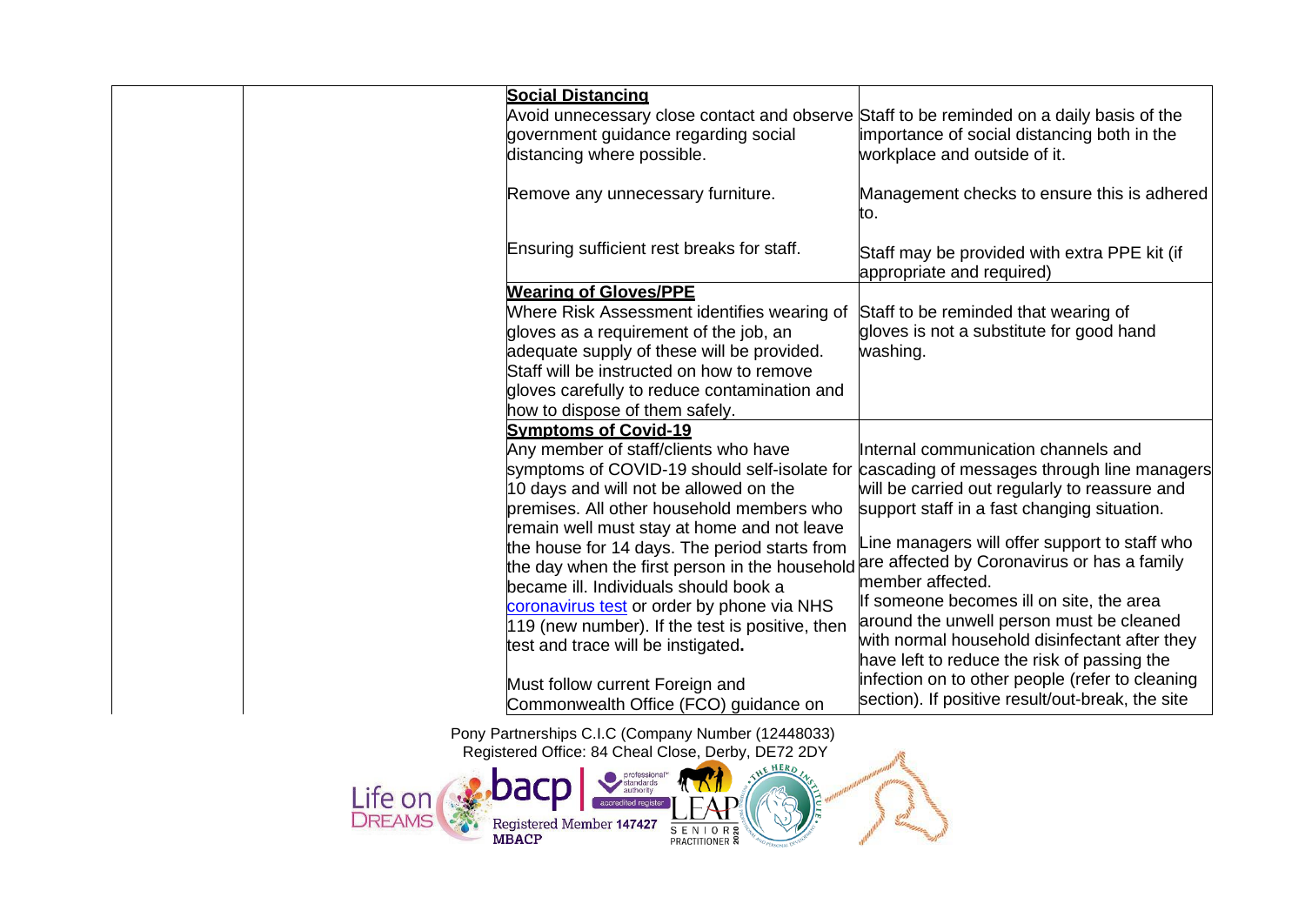| | | | |
|---|---|---|---|
| | | **Social Distancing**<br>Avoid unnecessary close contact and observe government guidance regarding social distancing where possible.<br><br>Remove any unnecessary furniture.<br><br>Ensuring sufficient rest breaks for staff. | Staff to be reminded on a daily basis of the importance of social distancing both in the workplace and outside of it.<br><br>Management checks to ensure this is adhered to.<br><br>Staff may be provided with extra PPE kit (if appropriate and required) |
| | | **Wearing of Gloves/PPE**<br>Where Risk Assessment identifies wearing of gloves as a requirement of the job, an adequate supply of these will be provided. Staff will be instructed on how to remove gloves carefully to reduce contamination and how to dispose of them safely. | Staff to be reminded that wearing of gloves is not a substitute for good hand washing. |
| | | **Symptoms of Covid-19**<br>Any member of staff/clients who have symptoms of COVID-19 should self-isolate for 10 days and will not be allowed on the premises. All other household members who remain well must stay at home and not leave the house for 14 days. The period starts from the day when the first person in the household became ill. Individuals should book a coronavirus test or order by phone via NHS 119 (new number). If the test is positive, then test and trace will be instigated**.**<br><br>Must follow current Foreign and Commonwealth Office (FCO) guidance on | Internal communication channels and cascading of messages through line managers will be carried out regularly to reassure and support staff in a fast changing situation.<br><br>Line managers will offer support to staff who are affected by Coronavirus or has a family member affected.<br>If someone becomes ill on site, the area around the unwell person must be cleaned with normal household disinfectant after they have left to reduce the risk of passing the infection on to other people (refer to cleaning section). If positive result/out-break, the site |

Pony Partnerships C.I.C (Company Number (12448033)
Registered Office: 84 Cheal Close, Derby, DE72 2DY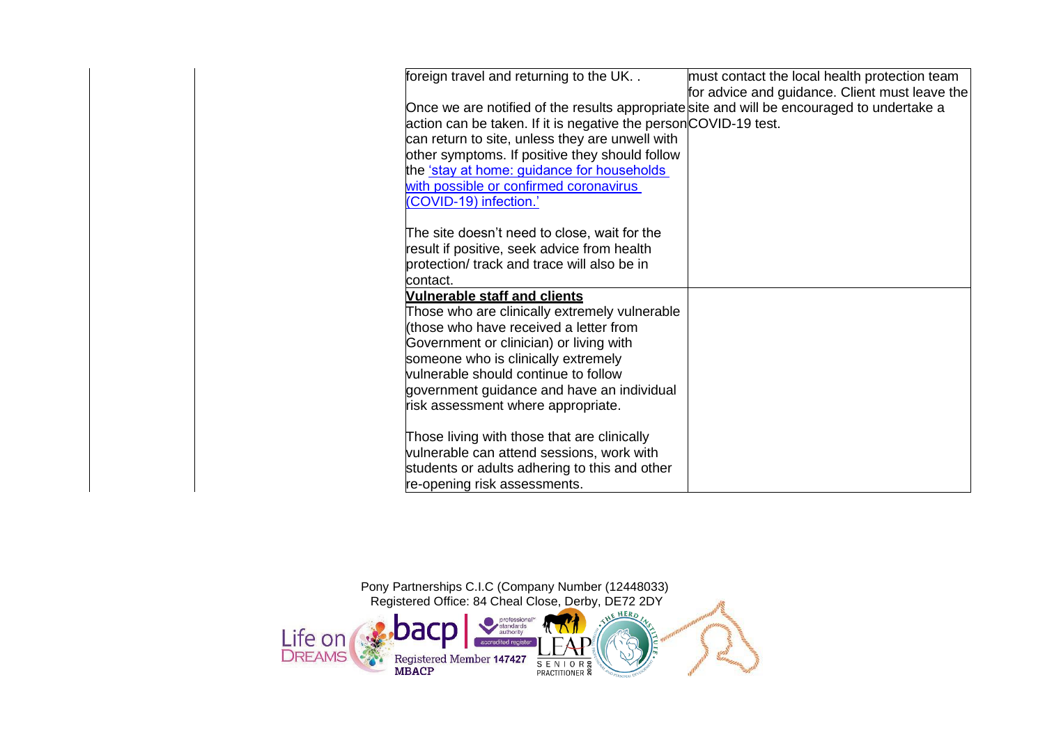| | | | |
|---|---|---|---|
| | | foreign travel and returning to the UK. .<br><br>Once we are notified of the results appropriate action can be taken. If it is negative the person can return to site, unless they are unwell with other symptoms. If positive they should follow the ['stay at home: guidance for households with possible or confirmed coronavirus (COVID-19) infection.'](#)<br><br>The site doesn't need to close, wait for the result if positive, seek advice from health protection/ track and trace will also be in contact. | must contact the local health protection team for advice and guidance. Client must leave the site and will be encouraged to undertake a COVID-19 test. |
| | | **Vulnerable staff and clients**<br>Those who are clinically extremely vulnerable (those who have received a letter from Government or clinician) or living with someone who is clinically extremely vulnerable should continue to follow government guidance and have an individual risk assessment where appropriate.<br><br>Those living with those that are clinically vulnerable can attend sessions, work with students or adults adhering to this and other re-opening risk assessments. | |

Pony Partnerships C.I.C (Company Number (12448033)
Registered Office: 84 Cheal Close, Derby, DE72 2DY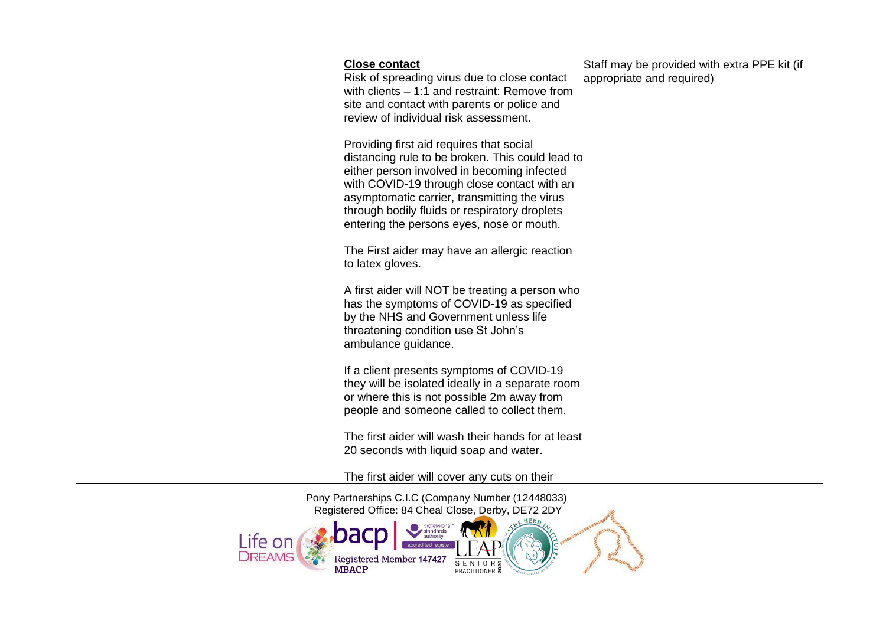| | | **Close contact**<br>Risk of spreading virus due to close contact with clients – 1:1 and restraint: Remove from site and contact with parents or police and review of individual risk assessment.<br><br>Providing first aid requires that social distancing rule to be broken. This could lead to either person involved in becoming infected with COVID-19 through close contact with an asymptomatic carrier, transmitting the virus through bodily fluids or respiratory droplets entering the persons eyes, nose or mouth.<br><br>The First aider may have an allergic reaction to latex gloves.<br><br>A first aider will NOT be treating a person who has the symptoms of COVID-19 as specified by the NHS and Government unless life threatening condition use St John's ambulance guidance.<br><br>If a client presents symptoms of COVID-19 they will be isolated ideally in a separate room or where this is not possible 2m away from people and someone called to collect them.<br><br>The first aider will wash their hands for at least 20 seconds with liquid soap and water.<br><br>The first aider will cover any cuts on their | Staff may be provided with extra PPE kit (if appropriate and required) |
|---|---|---|---|

Pony Partnerships C.I.C (Company Number (12448033)
Registered Office: 84 Cheal Close, Derby, DE72 2DY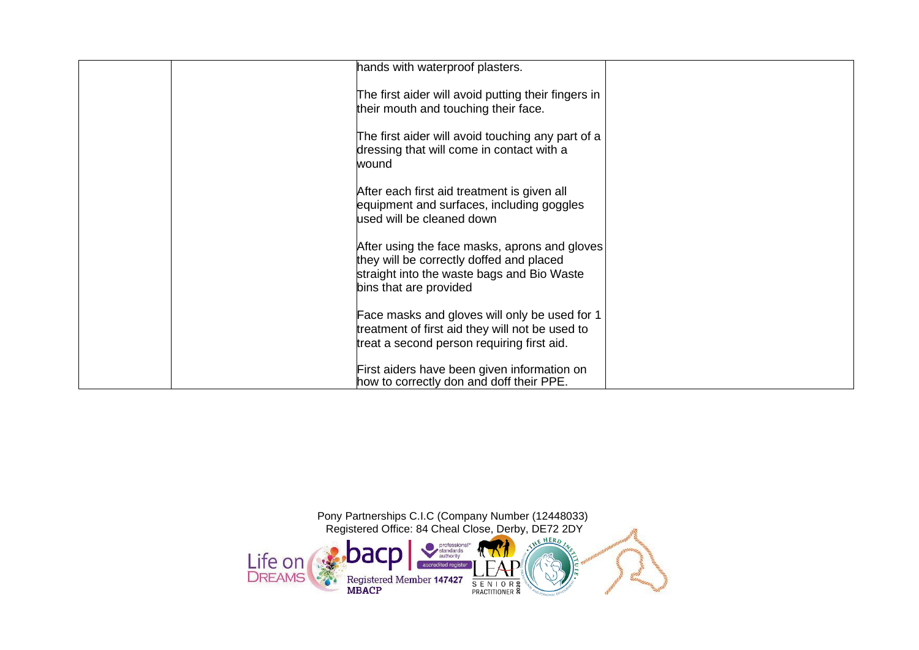| | | | |
|---|---|---|---|
| | | hands with waterproof plasters.<br><br>The first aider will avoid putting their fingers in their mouth and touching their face.<br><br>The first aider will avoid touching any part of a dressing that will come in contact with a wound<br><br>After each first aid treatment is given all equipment and surfaces, including goggles used will be cleaned down<br><br>After using the face masks, aprons and gloves they will be correctly doffed and placed straight into the waste bags and Bio Waste bins that are provided<br><br>Face masks and gloves will only be used for 1 treatment of first aid they will not be used to treat a second person requiring first aid.<br><br>First aiders have been given information on how to correctly don and doff their PPE. | |

Pony Partnerships C.I.C (Company Number (12448033)
Registered Office: 84 Cheal Close, Derby, DE72 2DY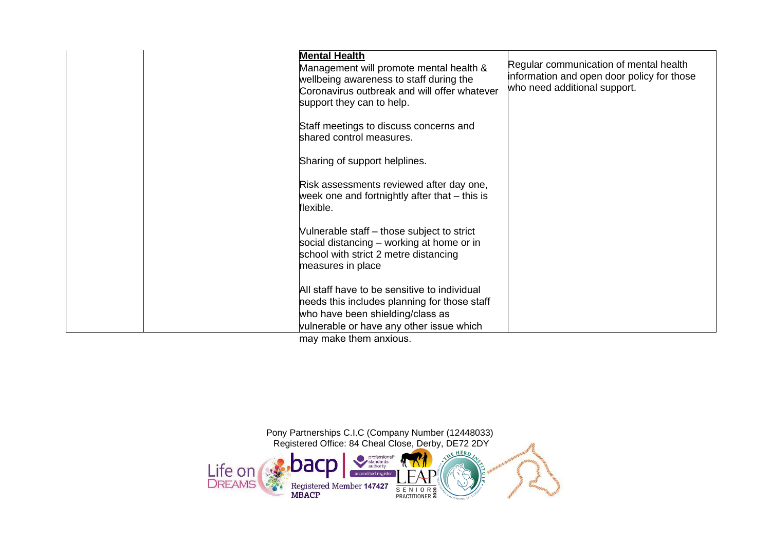|  |  | **Mental Health**<br>Management will promote mental health & wellbeing awareness to staff during the Coronavirus outbreak and will offer whatever support they can to help.<br><br>Staff meetings to discuss concerns and shared control measures.<br><br>Sharing of support helplines.<br><br>Risk assessments reviewed after day one, week one and fortnightly after that – this is flexible.<br><br>Vulnerable staff – those subject to strict social distancing – working at home or in school with strict 2 metre distancing measures in place<br><br>All staff have to be sensitive to individual needs this includes planning for those staff who have been shielding/class as vulnerable or have any other issue which may make them anxious. | Regular communication of mental health information and open door policy for those who need additional support. |
|---|---|---|---|

Pony Partnerships C.I.C (Company Number (12448033)
Registered Office: 84 Cheal Close, Derby, DE72 2DY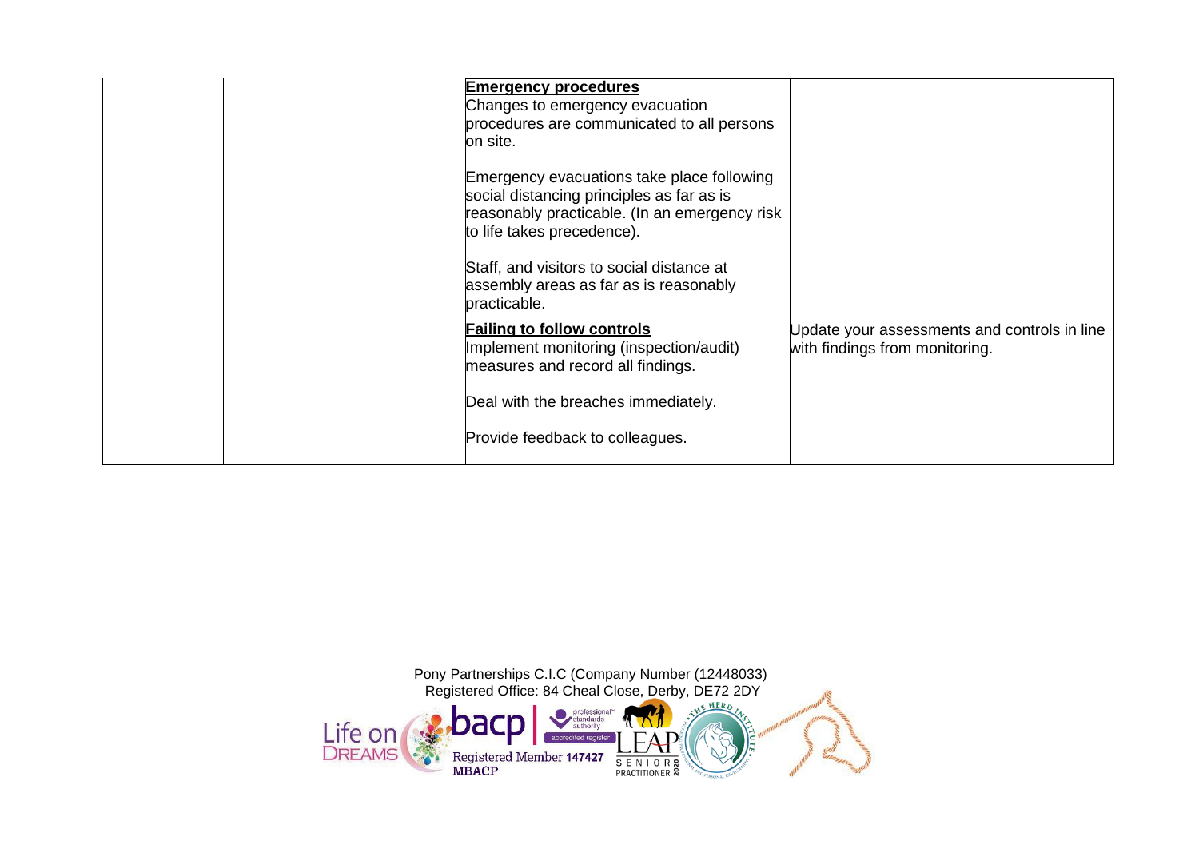| | | | |
|---|---|---|---|
| | | **Emergency procedures**<br>Changes to emergency evacuation procedures are communicated to all persons on site.<br><br>Emergency evacuations take place following social distancing principles as far as is reasonably practicable. (In an emergency risk to life takes precedence).<br><br>Staff, and visitors to social distance at assembly areas as far as is reasonably practicable. | |
| | | **Failing to follow controls**<br>Implement monitoring (inspection/audit) measures and record all findings.<br><br>Deal with the breaches immediately.<br><br>Provide feedback to colleagues. | Update your assessments and controls in line with findings from monitoring. |

Pony Partnerships C.I.C (Company Number (12448033)
Registered Office: 84 Cheal Close, Derby, DE72 2DY

Registered Member 147427 MBACP